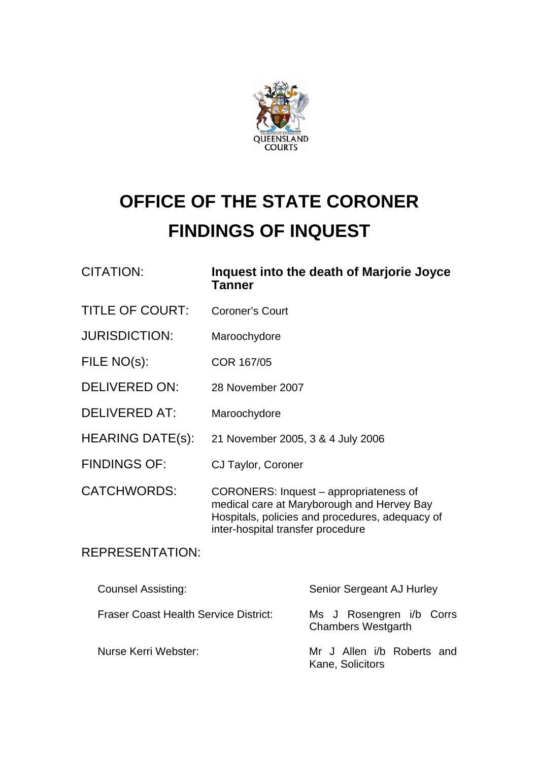# OFFICE OF THE STATE CORONER
# FINDINGS OF INQUEST

| | |
|---|---|
| CITATION: | **Inquest into the death of Marjorie Joyce Tanner** |
| TITLE OF COURT: | Coroner's Court |
| JURISDICTION: | Maroochydore |
| FILE NO(s): | COR 167/05 |
| DELIVERED ON: | 28 November 2007 |
| DELIVERED AT: | Maroochydore |
| HEARING DATE(s): | 21 November 2005, 3 & 4 July 2006 |
| FINDINGS OF: | CJ Taylor, Coroner |
| CATCHWORDS: | CORONERS: Inquest – appropriateness of medical care at Maryborough and Hervey Bay Hospitals, policies and procedures, adequacy of inter-hospital transfer procedure |

REPRESENTATION:

| | |
|---|---|
| Counsel Assisting: | Senior Sergeant AJ Hurley |
| Fraser Coast Health Service District: | Ms J Rosengren i/b Corrs Chambers Westgarth |
| Nurse Kerri Webster: | Mr J Allen i/b Roberts and Kane, Solicitors |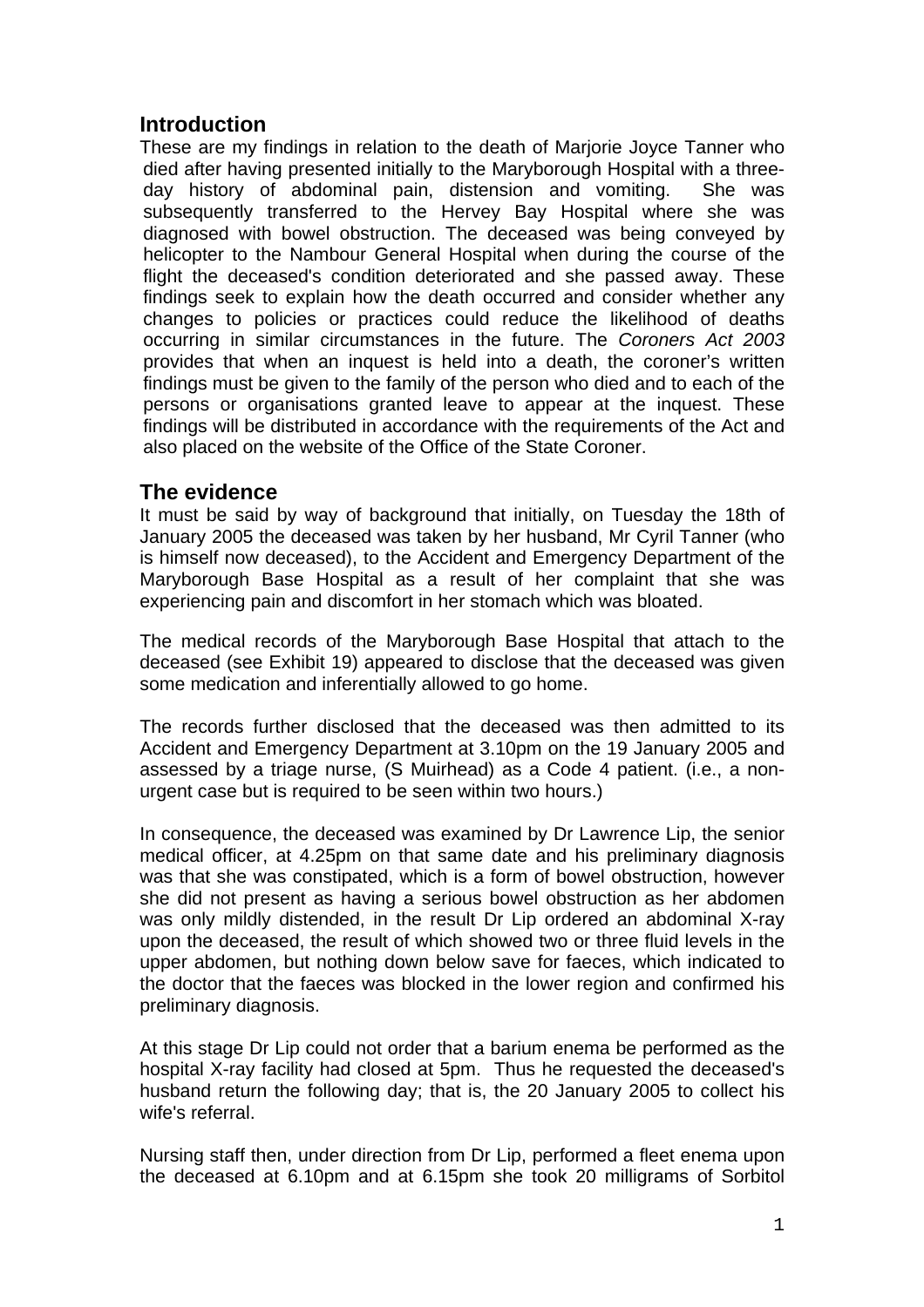## Introduction

These are my findings in relation to the death of Marjorie Joyce Tanner who died after having presented initially to the Maryborough Hospital with a three-day history of abdominal pain, distension and vomiting. She was subsequently transferred to the Hervey Bay Hospital where she was diagnosed with bowel obstruction. The deceased was being conveyed by helicopter to the Nambour General Hospital when during the course of the flight the deceased's condition deteriorated and she passed away. These findings seek to explain how the death occurred and consider whether any changes to policies or practices could reduce the likelihood of deaths occurring in similar circumstances in the future. The *Coroners Act 2003* provides that when an inquest is held into a death, the coroner's written findings must be given to the family of the person who died and to each of the persons or organisations granted leave to appear at the inquest. These findings will be distributed in accordance with the requirements of the Act and also placed on the website of the Office of the State Coroner.

## The evidence

It must be said by way of background that initially, on Tuesday the 18th of January 2005 the deceased was taken by her husband, Mr Cyril Tanner (who is himself now deceased), to the Accident and Emergency Department of the Maryborough Base Hospital as a result of her complaint that she was experiencing pain and discomfort in her stomach which was bloated.

The medical records of the Maryborough Base Hospital that attach to the deceased (see Exhibit 19) appeared to disclose that the deceased was given some medication and inferentially allowed to go home.

The records further disclosed that the deceased was then admitted to its Accident and Emergency Department at 3.10pm on the 19 January 2005 and assessed by a triage nurse, (S Muirhead) as a Code 4 patient. (i.e., a non-urgent case but is required to be seen within two hours.)

In consequence, the deceased was examined by Dr Lawrence Lip, the senior medical officer, at 4.25pm on that same date and his preliminary diagnosis was that she was constipated, which is a form of bowel obstruction, however she did not present as having a serious bowel obstruction as her abdomen was only mildly distended, in the result Dr Lip ordered an abdominal X-ray upon the deceased, the result of which showed two or three fluid levels in the upper abdomen, but nothing down below save for faeces, which indicated to the doctor that the faeces was blocked in the lower region and confirmed his preliminary diagnosis.

At this stage Dr Lip could not order that a barium enema be performed as the hospital X-ray facility had closed at 5pm. Thus he requested the deceased's husband return the following day; that is, the 20 January 2005 to collect his wife's referral.

Nursing staff then, under direction from Dr Lip, performed a fleet enema upon the deceased at 6.10pm and at 6.15pm she took 20 milligrams of Sorbitol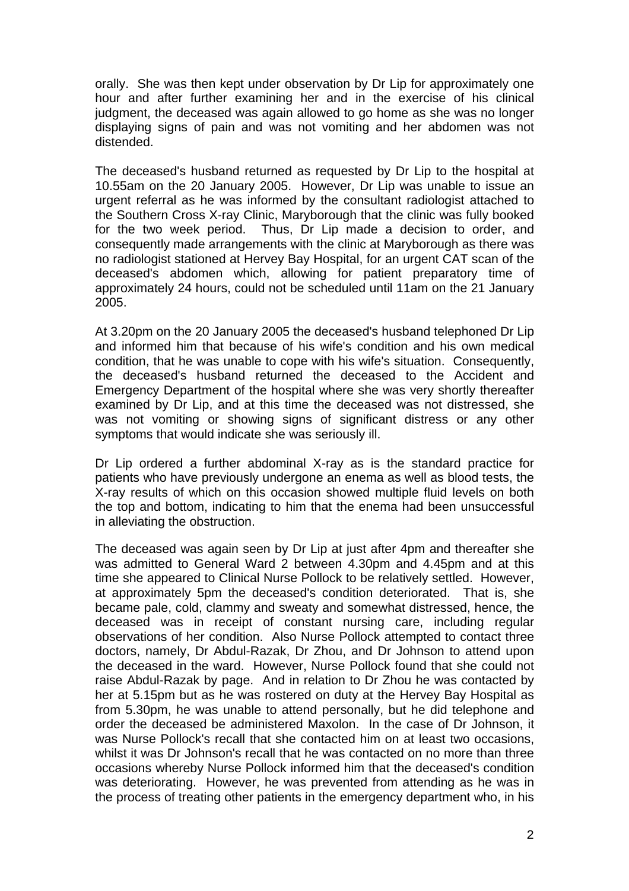orally. She was then kept under observation by Dr Lip for approximately one hour and after further examining her and in the exercise of his clinical judgment, the deceased was again allowed to go home as she was no longer displaying signs of pain and was not vomiting and her abdomen was not distended.

The deceased's husband returned as requested by Dr Lip to the hospital at 10.55am on the 20 January 2005. However, Dr Lip was unable to issue an urgent referral as he was informed by the consultant radiologist attached to the Southern Cross X-ray Clinic, Maryborough that the clinic was fully booked for the two week period. Thus, Dr Lip made a decision to order, and consequently made arrangements with the clinic at Maryborough as there was no radiologist stationed at Hervey Bay Hospital, for an urgent CAT scan of the deceased's abdomen which, allowing for patient preparatory time of approximately 24 hours, could not be scheduled until 11am on the 21 January 2005.

At 3.20pm on the 20 January 2005 the deceased's husband telephoned Dr Lip and informed him that because of his wife's condition and his own medical condition, that he was unable to cope with his wife's situation. Consequently, the deceased's husband returned the deceased to the Accident and Emergency Department of the hospital where she was very shortly thereafter examined by Dr Lip, and at this time the deceased was not distressed, she was not vomiting or showing signs of significant distress or any other symptoms that would indicate she was seriously ill.

Dr Lip ordered a further abdominal X-ray as is the standard practice for patients who have previously undergone an enema as well as blood tests, the X-ray results of which on this occasion showed multiple fluid levels on both the top and bottom, indicating to him that the enema had been unsuccessful in alleviating the obstruction.

The deceased was again seen by Dr Lip at just after 4pm and thereafter she was admitted to General Ward 2 between 4.30pm and 4.45pm and at this time she appeared to Clinical Nurse Pollock to be relatively settled. However, at approximately 5pm the deceased's condition deteriorated. That is, she became pale, cold, clammy and sweaty and somewhat distressed, hence, the deceased was in receipt of constant nursing care, including regular observations of her condition. Also Nurse Pollock attempted to contact three doctors, namely, Dr Abdul-Razak, Dr Zhou, and Dr Johnson to attend upon the deceased in the ward. However, Nurse Pollock found that she could not raise Abdul-Razak by page. And in relation to Dr Zhou he was contacted by her at 5.15pm but as he was rostered on duty at the Hervey Bay Hospital as from 5.30pm, he was unable to attend personally, but he did telephone and order the deceased be administered Maxolon. In the case of Dr Johnson, it was Nurse Pollock's recall that she contacted him on at least two occasions, whilst it was Dr Johnson's recall that he was contacted on no more than three occasions whereby Nurse Pollock informed him that the deceased's condition was deteriorating. However, he was prevented from attending as he was in the process of treating other patients in the emergency department who, in his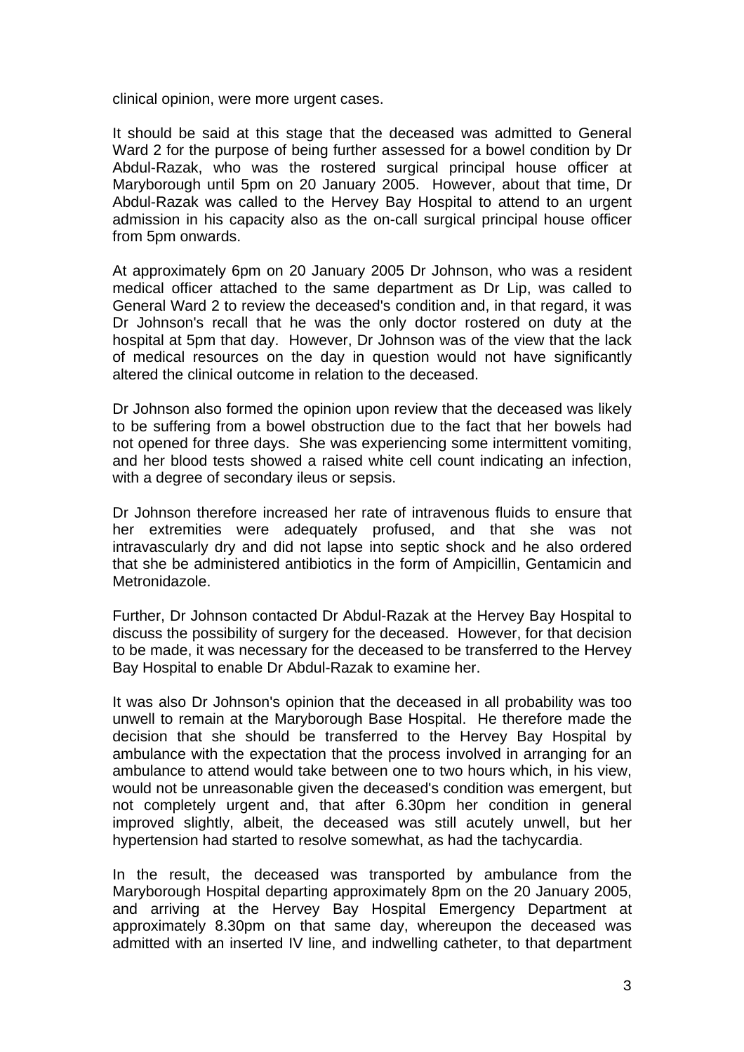clinical opinion, were more urgent cases.

It should be said at this stage that the deceased was admitted to General Ward 2 for the purpose of being further assessed for a bowel condition by Dr Abdul-Razak, who was the rostered surgical principal house officer at Maryborough until 5pm on 20 January 2005. However, about that time, Dr Abdul-Razak was called to the Hervey Bay Hospital to attend to an urgent admission in his capacity also as the on-call surgical principal house officer from 5pm onwards.

At approximately 6pm on 20 January 2005 Dr Johnson, who was a resident medical officer attached to the same department as Dr Lip, was called to General Ward 2 to review the deceased's condition and, in that regard, it was Dr Johnson's recall that he was the only doctor rostered on duty at the hospital at 5pm that day. However, Dr Johnson was of the view that the lack of medical resources on the day in question would not have significantly altered the clinical outcome in relation to the deceased.

Dr Johnson also formed the opinion upon review that the deceased was likely to be suffering from a bowel obstruction due to the fact that her bowels had not opened for three days. She was experiencing some intermittent vomiting, and her blood tests showed a raised white cell count indicating an infection, with a degree of secondary ileus or sepsis.

Dr Johnson therefore increased her rate of intravenous fluids to ensure that her extremities were adequately profused, and that she was not intravascularly dry and did not lapse into septic shock and he also ordered that she be administered antibiotics in the form of Ampicillin, Gentamicin and Metronidazole.

Further, Dr Johnson contacted Dr Abdul-Razak at the Hervey Bay Hospital to discuss the possibility of surgery for the deceased. However, for that decision to be made, it was necessary for the deceased to be transferred to the Hervey Bay Hospital to enable Dr Abdul-Razak to examine her.

It was also Dr Johnson's opinion that the deceased in all probability was too unwell to remain at the Maryborough Base Hospital. He therefore made the decision that she should be transferred to the Hervey Bay Hospital by ambulance with the expectation that the process involved in arranging for an ambulance to attend would take between one to two hours which, in his view, would not be unreasonable given the deceased's condition was emergent, but not completely urgent and, that after 6.30pm her condition in general improved slightly, albeit, the deceased was still acutely unwell, but her hypertension had started to resolve somewhat, as had the tachycardia.

In the result, the deceased was transported by ambulance from the Maryborough Hospital departing approximately 8pm on the 20 January 2005, and arriving at the Hervey Bay Hospital Emergency Department at approximately 8.30pm on that same day, whereupon the deceased was admitted with an inserted IV line, and indwelling catheter, to that department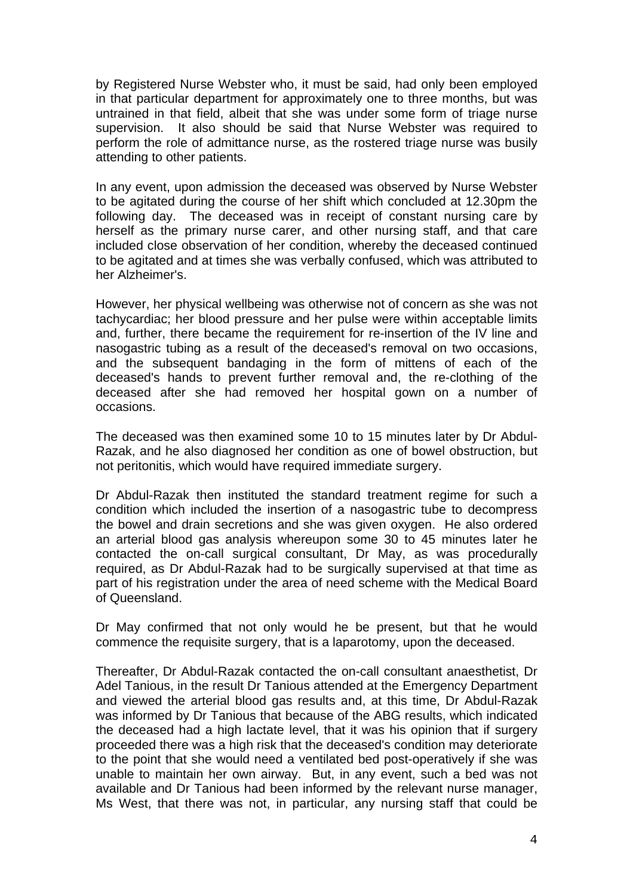by Registered Nurse Webster who, it must be said, had only been employed in that particular department for approximately one to three months, but was untrained in that field, albeit that she was under some form of triage nurse supervision. It also should be said that Nurse Webster was required to perform the role of admittance nurse, as the rostered triage nurse was busily attending to other patients.

In any event, upon admission the deceased was observed by Nurse Webster to be agitated during the course of her shift which concluded at 12.30pm the following day. The deceased was in receipt of constant nursing care by herself as the primary nurse carer, and other nursing staff, and that care included close observation of her condition, whereby the deceased continued to be agitated and at times she was verbally confused, which was attributed to her Alzheimer's.

However, her physical wellbeing was otherwise not of concern as she was not tachycardiac; her blood pressure and her pulse were within acceptable limits and, further, there became the requirement for re-insertion of the IV line and nasogastric tubing as a result of the deceased's removal on two occasions, and the subsequent bandaging in the form of mittens of each of the deceased's hands to prevent further removal and, the re-clothing of the deceased after she had removed her hospital gown on a number of occasions.

The deceased was then examined some 10 to 15 minutes later by Dr Abdul-Razak, and he also diagnosed her condition as one of bowel obstruction, but not peritonitis, which would have required immediate surgery.

Dr Abdul-Razak then instituted the standard treatment regime for such a condition which included the insertion of a nasogastric tube to decompress the bowel and drain secretions and she was given oxygen. He also ordered an arterial blood gas analysis whereupon some 30 to 45 minutes later he contacted the on-call surgical consultant, Dr May, as was procedurally required, as Dr Abdul-Razak had to be surgically supervised at that time as part of his registration under the area of need scheme with the Medical Board of Queensland.

Dr May confirmed that not only would he be present, but that he would commence the requisite surgery, that is a laparotomy, upon the deceased.

Thereafter, Dr Abdul-Razak contacted the on-call consultant anaesthetist, Dr Adel Tanious, in the result Dr Tanious attended at the Emergency Department and viewed the arterial blood gas results and, at this time, Dr Abdul-Razak was informed by Dr Tanious that because of the ABG results, which indicated the deceased had a high lactate level, that it was his opinion that if surgery proceeded there was a high risk that the deceased's condition may deteriorate to the point that she would need a ventilated bed post-operatively if she was unable to maintain her own airway. But, in any event, such a bed was not available and Dr Tanious had been informed by the relevant nurse manager, Ms West, that there was not, in particular, any nursing staff that could be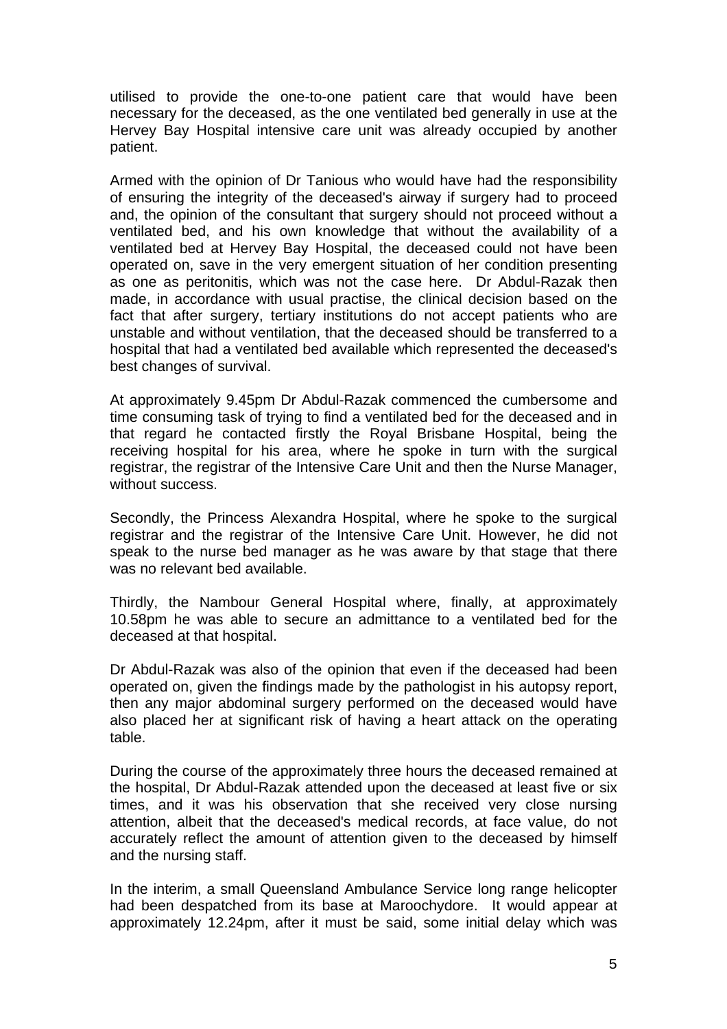utilised to provide the one-to-one patient care that would have been necessary for the deceased, as the one ventilated bed generally in use at the Hervey Bay Hospital intensive care unit was already occupied by another patient.

Armed with the opinion of Dr Tanious who would have had the responsibility of ensuring the integrity of the deceased's airway if surgery had to proceed and, the opinion of the consultant that surgery should not proceed without a ventilated bed, and his own knowledge that without the availability of a ventilated bed at Hervey Bay Hospital, the deceased could not have been operated on, save in the very emergent situation of her condition presenting as one as peritonitis, which was not the case here. Dr Abdul-Razak then made, in accordance with usual practise, the clinical decision based on the fact that after surgery, tertiary institutions do not accept patients who are unstable and without ventilation, that the deceased should be transferred to a hospital that had a ventilated bed available which represented the deceased's best changes of survival.

At approximately 9.45pm Dr Abdul-Razak commenced the cumbersome and time consuming task of trying to find a ventilated bed for the deceased and in that regard he contacted firstly the Royal Brisbane Hospital, being the receiving hospital for his area, where he spoke in turn with the surgical registrar, the registrar of the Intensive Care Unit and then the Nurse Manager, without success.

Secondly, the Princess Alexandra Hospital, where he spoke to the surgical registrar and the registrar of the Intensive Care Unit. However, he did not speak to the nurse bed manager as he was aware by that stage that there was no relevant bed available.

Thirdly, the Nambour General Hospital where, finally, at approximately 10.58pm he was able to secure an admittance to a ventilated bed for the deceased at that hospital.

Dr Abdul-Razak was also of the opinion that even if the deceased had been operated on, given the findings made by the pathologist in his autopsy report, then any major abdominal surgery performed on the deceased would have also placed her at significant risk of having a heart attack on the operating table.

During the course of the approximately three hours the deceased remained at the hospital, Dr Abdul-Razak attended upon the deceased at least five or six times, and it was his observation that she received very close nursing attention, albeit that the deceased's medical records, at face value, do not accurately reflect the amount of attention given to the deceased by himself and the nursing staff.

In the interim, a small Queensland Ambulance Service long range helicopter had been despatched from its base at Maroochydore. It would appear at approximately 12.24pm, after it must be said, some initial delay which was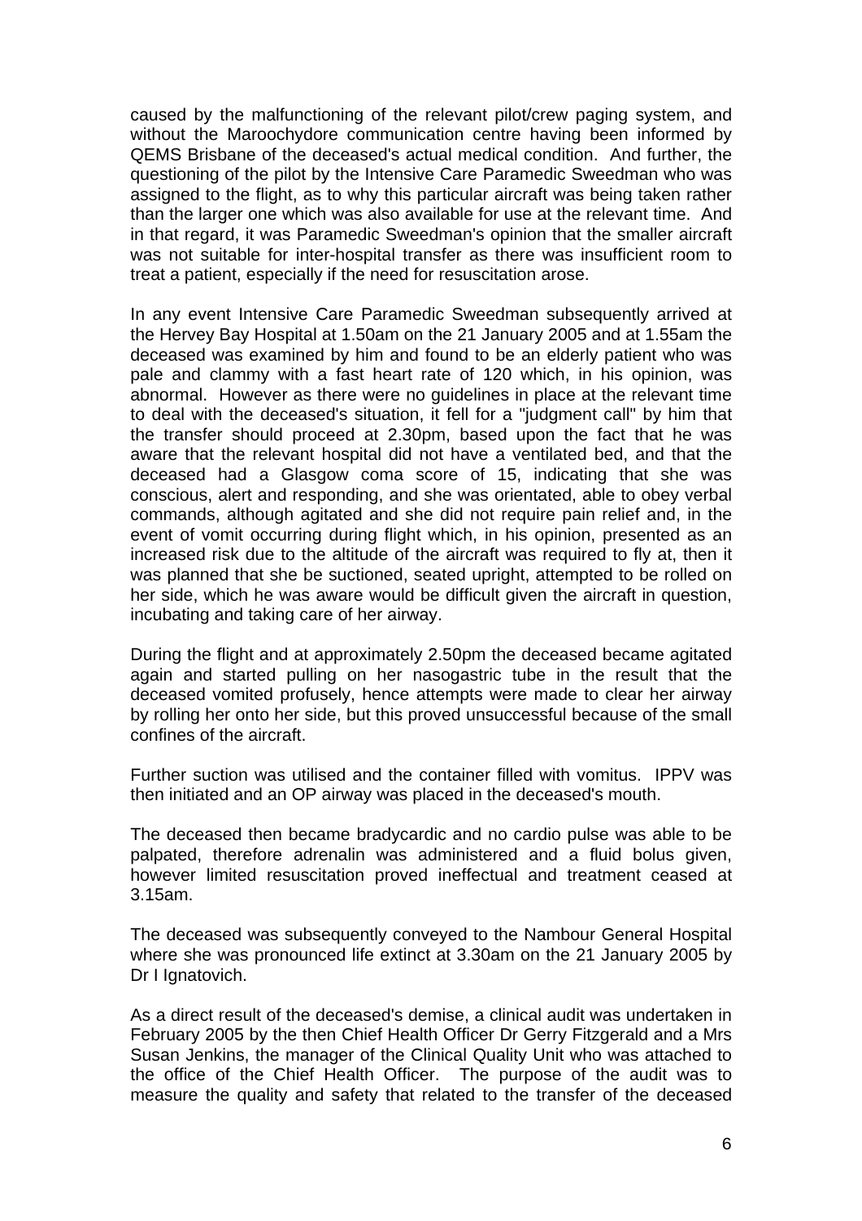caused by the malfunctioning of the relevant pilot/crew paging system, and without the Maroochydore communication centre having been informed by QEMS Brisbane of the deceased's actual medical condition. And further, the questioning of the pilot by the Intensive Care Paramedic Sweedman who was assigned to the flight, as to why this particular aircraft was being taken rather than the larger one which was also available for use at the relevant time. And in that regard, it was Paramedic Sweedman's opinion that the smaller aircraft was not suitable for inter-hospital transfer as there was insufficient room to treat a patient, especially if the need for resuscitation arose.

In any event Intensive Care Paramedic Sweedman subsequently arrived at the Hervey Bay Hospital at 1.50am on the 21 January 2005 and at 1.55am the deceased was examined by him and found to be an elderly patient who was pale and clammy with a fast heart rate of 120 which, in his opinion, was abnormal. However as there were no guidelines in place at the relevant time to deal with the deceased's situation, it fell for a "judgment call" by him that the transfer should proceed at 2.30pm, based upon the fact that he was aware that the relevant hospital did not have a ventilated bed, and that the deceased had a Glasgow coma score of 15, indicating that she was conscious, alert and responding, and she was orientated, able to obey verbal commands, although agitated and she did not require pain relief and, in the event of vomit occurring during flight which, in his opinion, presented as an increased risk due to the altitude of the aircraft was required to fly at, then it was planned that she be suctioned, seated upright, attempted to be rolled on her side, which he was aware would be difficult given the aircraft in question, incubating and taking care of her airway.

During the flight and at approximately 2.50pm the deceased became agitated again and started pulling on her nasogastric tube in the result that the deceased vomited profusely, hence attempts were made to clear her airway by rolling her onto her side, but this proved unsuccessful because of the small confines of the aircraft.

Further suction was utilised and the container filled with vomitus. IPPV was then initiated and an OP airway was placed in the deceased's mouth.

The deceased then became bradycardic and no cardio pulse was able to be palpated, therefore adrenalin was administered and a fluid bolus given, however limited resuscitation proved ineffectual and treatment ceased at 3.15am.

The deceased was subsequently conveyed to the Nambour General Hospital where she was pronounced life extinct at 3.30am on the 21 January 2005 by Dr I Ignatovich.

As a direct result of the deceased's demise, a clinical audit was undertaken in February 2005 by the then Chief Health Officer Dr Gerry Fitzgerald and a Mrs Susan Jenkins, the manager of the Clinical Quality Unit who was attached to the office of the Chief Health Officer. The purpose of the audit was to measure the quality and safety that related to the transfer of the deceased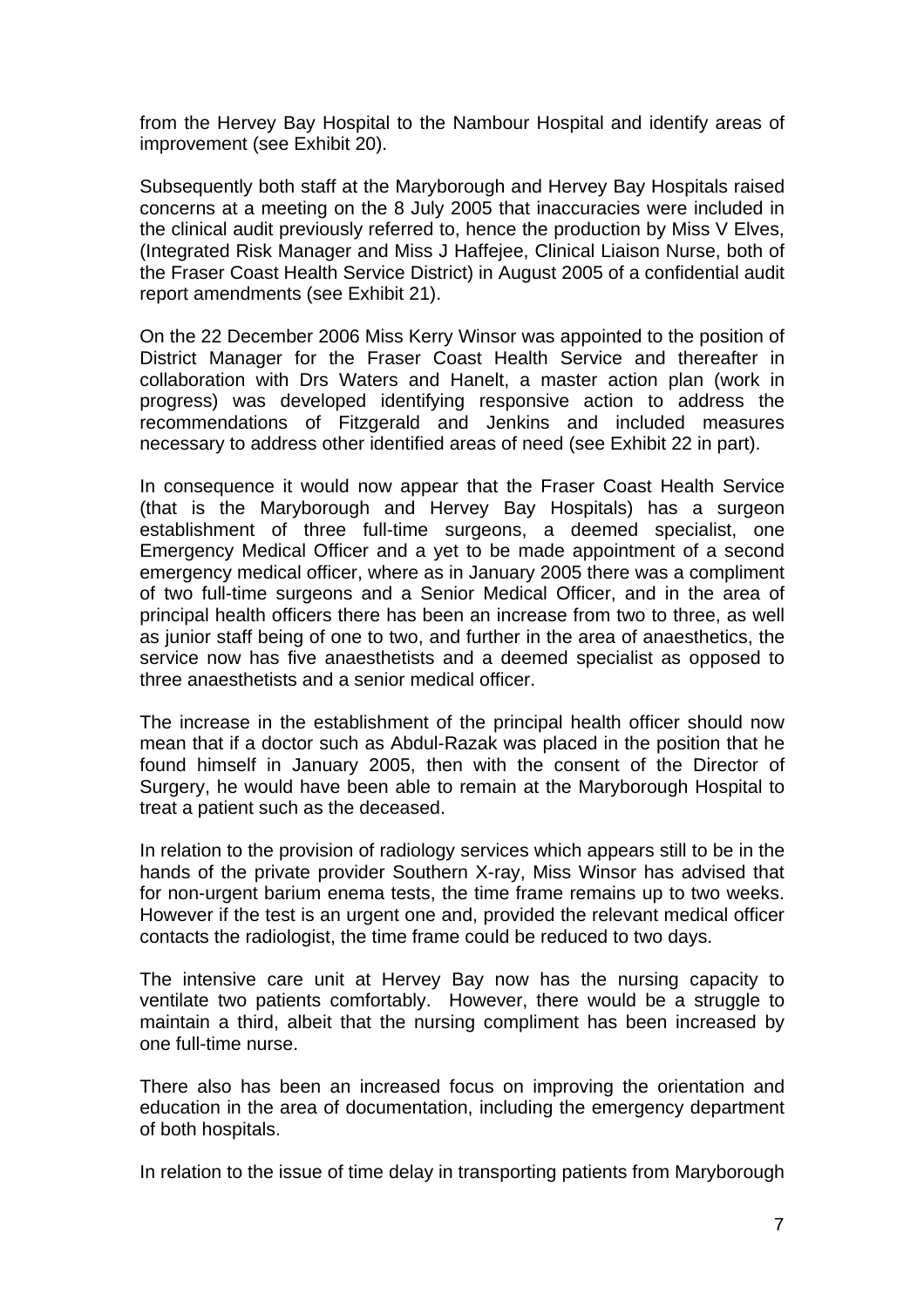from the Hervey Bay Hospital to the Nambour Hospital and identify areas of improvement (see Exhibit 20).

Subsequently both staff at the Maryborough and Hervey Bay Hospitals raised concerns at a meeting on the 8 July 2005 that inaccuracies were included in the clinical audit previously referred to, hence the production by Miss V Elves, (Integrated Risk Manager and Miss J Haffejee, Clinical Liaison Nurse, both of the Fraser Coast Health Service District) in August 2005 of a confidential audit report amendments (see Exhibit 21).

On the 22 December 2006 Miss Kerry Winsor was appointed to the position of District Manager for the Fraser Coast Health Service and thereafter in collaboration with Drs Waters and Hanelt, a master action plan (work in progress) was developed identifying responsive action to address the recommendations of Fitzgerald and Jenkins and included measures necessary to address other identified areas of need (see Exhibit 22 in part).

In consequence it would now appear that the Fraser Coast Health Service (that is the Maryborough and Hervey Bay Hospitals) has a surgeon establishment of three full-time surgeons, a deemed specialist, one Emergency Medical Officer and a yet to be made appointment of a second emergency medical officer, where as in January 2005 there was a compliment of two full-time surgeons and a Senior Medical Officer, and in the area of principal health officers there has been an increase from two to three, as well as junior staff being of one to two, and further in the area of anaesthetics, the service now has five anaesthetists and a deemed specialist as opposed to three anaesthetists and a senior medical officer.

The increase in the establishment of the principal health officer should now mean that if a doctor such as Abdul-Razak was placed in the position that he found himself in January 2005, then with the consent of the Director of Surgery, he would have been able to remain at the Maryborough Hospital to treat a patient such as the deceased.

In relation to the provision of radiology services which appears still to be in the hands of the private provider Southern X-ray, Miss Winsor has advised that for non-urgent barium enema tests, the time frame remains up to two weeks. However if the test is an urgent one and, provided the relevant medical officer contacts the radiologist, the time frame could be reduced to two days.

The intensive care unit at Hervey Bay now has the nursing capacity to ventilate two patients comfortably. However, there would be a struggle to maintain a third, albeit that the nursing compliment has been increased by one full-time nurse.

There also has been an increased focus on improving the orientation and education in the area of documentation, including the emergency department of both hospitals.

In relation to the issue of time delay in transporting patients from Maryborough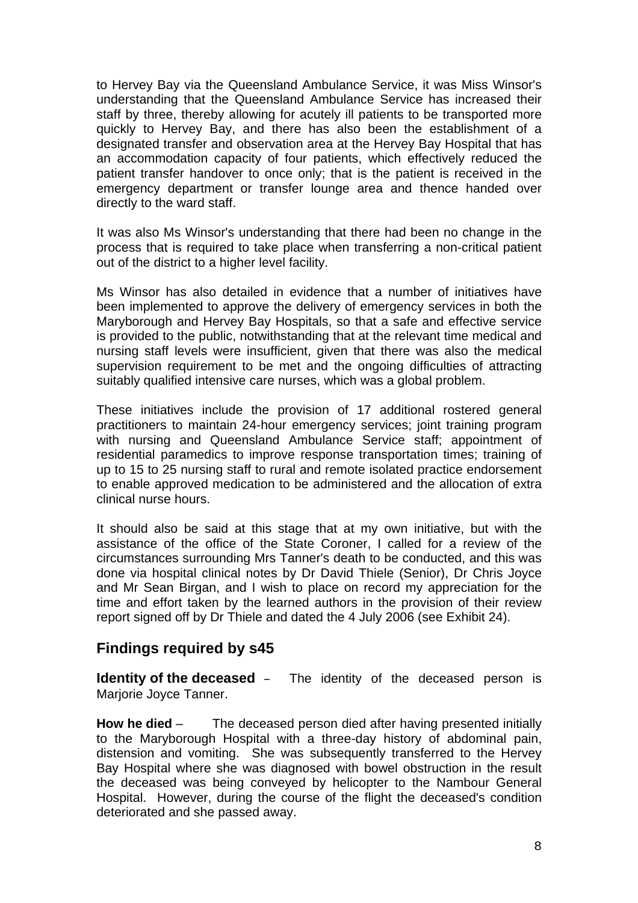to Hervey Bay via the Queensland Ambulance Service, it was Miss Winsor's understanding that the Queensland Ambulance Service has increased their staff by three, thereby allowing for acutely ill patients to be transported more quickly to Hervey Bay, and there has also been the establishment of a designated transfer and observation area at the Hervey Bay Hospital that has an accommodation capacity of four patients, which effectively reduced the patient transfer handover to once only; that is the patient is received in the emergency department or transfer lounge area and thence handed over directly to the ward staff.

It was also Ms Winsor's understanding that there had been no change in the process that is required to take place when transferring a non-critical patient out of the district to a higher level facility.

Ms Winsor has also detailed in evidence that a number of initiatives have been implemented to approve the delivery of emergency services in both the Maryborough and Hervey Bay Hospitals, so that a safe and effective service is provided to the public, notwithstanding that at the relevant time medical and nursing staff levels were insufficient, given that there was also the medical supervision requirement to be met and the ongoing difficulties of attracting suitably qualified intensive care nurses, which was a global problem.

These initiatives include the provision of 17 additional rostered general practitioners to maintain 24-hour emergency services; joint training program with nursing and Queensland Ambulance Service staff; appointment of residential paramedics to improve response transportation times; training of up to 15 to 25 nursing staff to rural and remote isolated practice endorsement to enable approved medication to be administered and the allocation of extra clinical nurse hours.

It should also be said at this stage that at my own initiative, but with the assistance of the office of the State Coroner, I called for a review of the circumstances surrounding Mrs Tanner's death to be conducted, and this was done via hospital clinical notes by Dr David Thiele (Senior), Dr Chris Joyce and Mr Sean Birgan, and I wish to place on record my appreciation for the time and effort taken by the learned authors in the provision of their review report signed off by Dr Thiele and dated the 4 July 2006 (see Exhibit 24).

## Findings required by s45

**Identity of the deceased** – The identity of the deceased person is Marjorie Joyce Tanner.

**How he died** – The deceased person died after having presented initially to the Maryborough Hospital with a three-day history of abdominal pain, distension and vomiting. She was subsequently transferred to the Hervey Bay Hospital where she was diagnosed with bowel obstruction in the result the deceased was being conveyed by helicopter to the Nambour General Hospital. However, during the course of the flight the deceased's condition deteriorated and she passed away.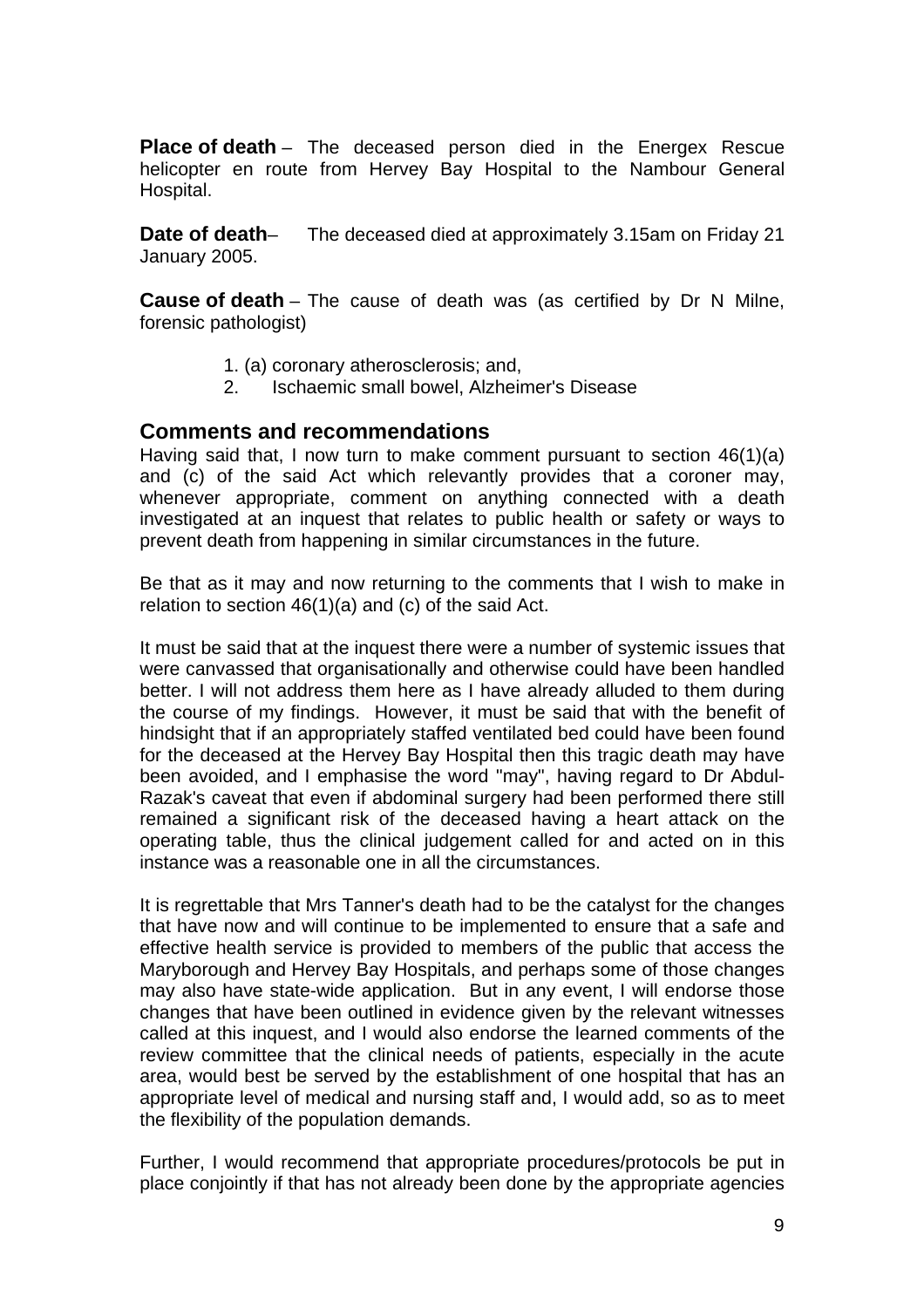**Place of death** – The deceased person died in the Energex Rescue helicopter en route from Hervey Bay Hospital to the Nambour General Hospital.

**Date of death**– The deceased died at approximately 3.15am on Friday 21 January 2005.

**Cause of death** – The cause of death was (as certified by Dr N Milne, forensic pathologist)

1. (a) coronary atherosclerosis; and,
2. Ischaemic small bowel, Alzheimer's Disease

## Comments and recommendations

Having said that, I now turn to make comment pursuant to section 46(1)(a) and (c) of the said Act which relevantly provides that a coroner may, whenever appropriate, comment on anything connected with a death investigated at an inquest that relates to public health or safety or ways to prevent death from happening in similar circumstances in the future.

Be that as it may and now returning to the comments that I wish to make in relation to section 46(1)(a) and (c) of the said Act.

It must be said that at the inquest there were a number of systemic issues that were canvassed that organisationally and otherwise could have been handled better. I will not address them here as I have already alluded to them during the course of my findings. However, it must be said that with the benefit of hindsight that if an appropriately staffed ventilated bed could have been found for the deceased at the Hervey Bay Hospital then this tragic death may have been avoided, and I emphasise the word "may", having regard to Dr Abdul-Razak's caveat that even if abdominal surgery had been performed there still remained a significant risk of the deceased having a heart attack on the operating table, thus the clinical judgement called for and acted on in this instance was a reasonable one in all the circumstances.

It is regrettable that Mrs Tanner's death had to be the catalyst for the changes that have now and will continue to be implemented to ensure that a safe and effective health service is provided to members of the public that access the Maryborough and Hervey Bay Hospitals, and perhaps some of those changes may also have state-wide application. But in any event, I will endorse those changes that have been outlined in evidence given by the relevant witnesses called at this inquest, and I would also endorse the learned comments of the review committee that the clinical needs of patients, especially in the acute area, would best be served by the establishment of one hospital that has an appropriate level of medical and nursing staff and, I would add, so as to meet the flexibility of the population demands.

Further, I would recommend that appropriate procedures/protocols be put in place conjointly if that has not already been done by the appropriate agencies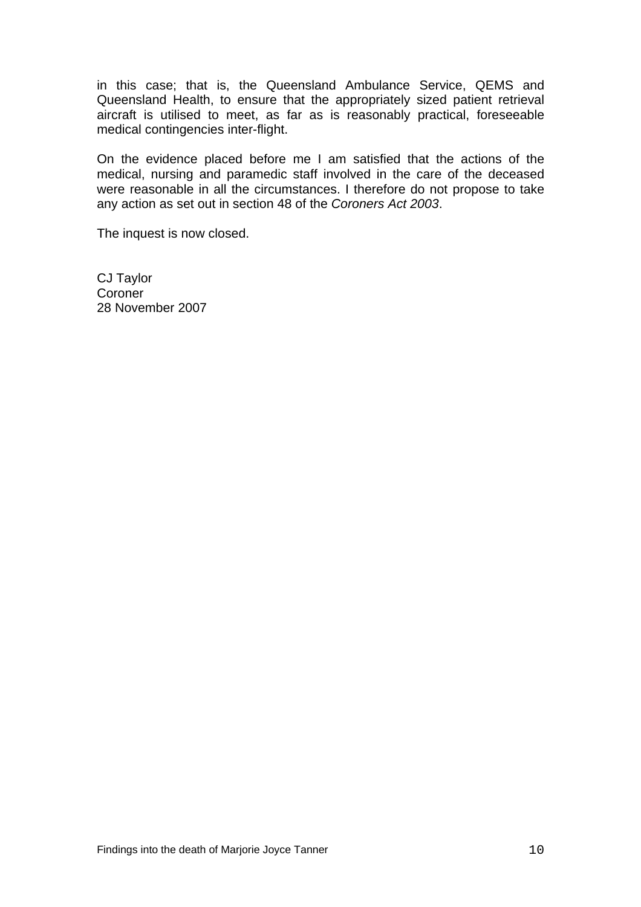in this case; that is, the Queensland Ambulance Service, QEMS and Queensland Health, to ensure that the appropriately sized patient retrieval aircraft is utilised to meet, as far as is reasonably practical, foreseeable medical contingencies inter-flight.

On the evidence placed before me I am satisfied that the actions of the medical, nursing and paramedic staff involved in the care of the deceased were reasonable in all the circumstances. I therefore do not propose to take any action as set out in section 48 of the *Coroners Act 2003*.

The inquest is now closed.

CJ Taylor
Coroner
28 November 2007